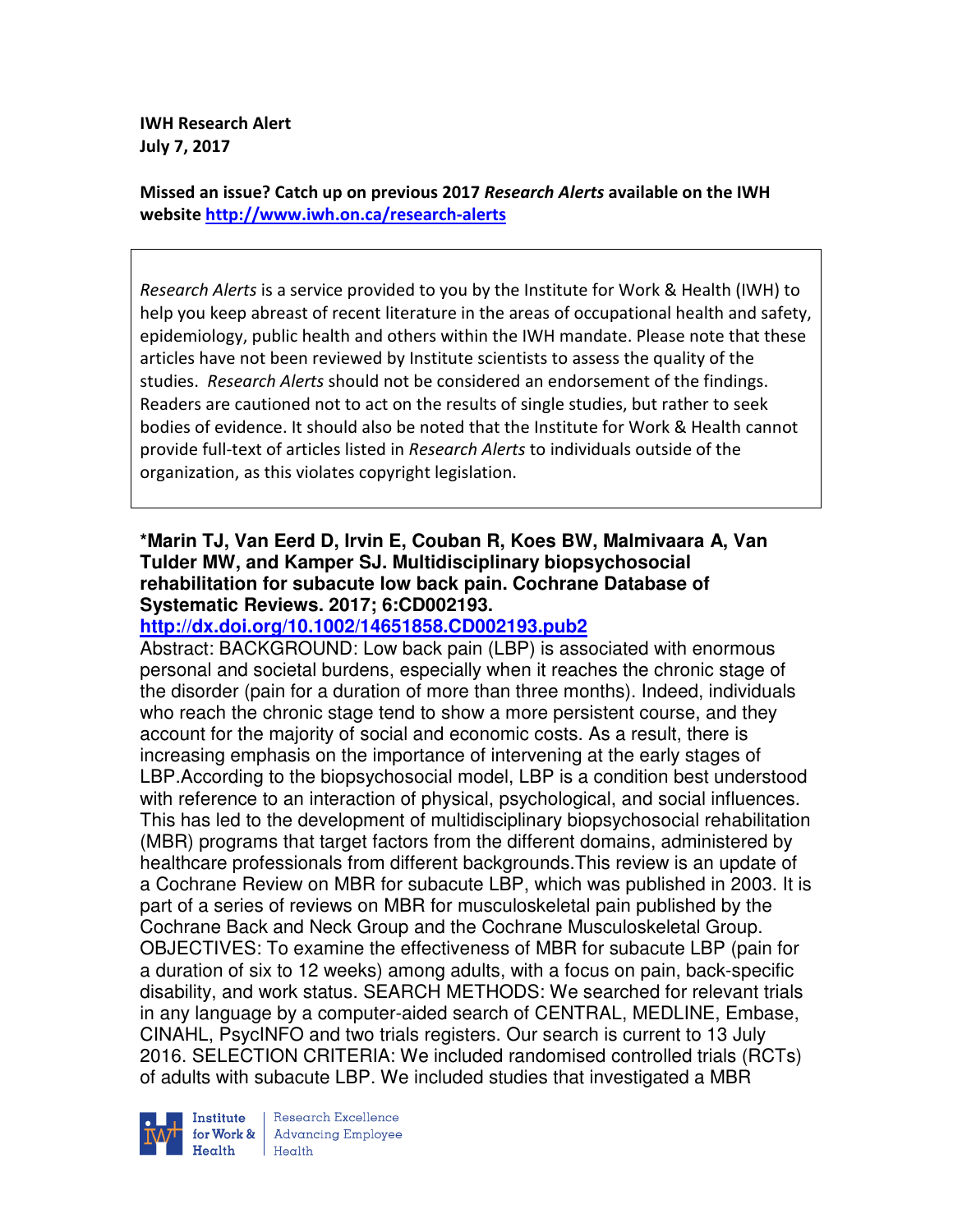**IWH Research Alert**
**July 7, 2017**

**Missed an issue? Catch up on previous 2017 *Research Alerts* available on the IWH website [http://www.iwh.on.ca/research-alerts](http://www.iwh.on.ca/research-alerts)**

> *Research Alerts* is a service provided to you by the Institute for Work & Health (IWH) to help you keep abreast of recent literature in the areas of occupational health and safety, epidemiology, public health and others within the IWH mandate. Please note that these articles have not been reviewed by Institute scientists to assess the quality of the studies. *Research Alerts* should not be considered an endorsement of the findings. Readers are cautioned not to act on the results of single studies, but rather to seek bodies of evidence. It should also be noted that the Institute for Work & Health cannot provide full-text of articles listed in *Research Alerts* to individuals outside of the organization, as this violates copyright legislation.

**\*Marin TJ, Van Eerd D, Irvin E, Couban R, Koes BW, Malmivaara A, Van Tulder MW, and Kamper SJ. Multidisciplinary biopsychosocial rehabilitation for subacute low back pain. Cochrane Database of Systematic Reviews. 2017; 6:CD002193.**
**[http://dx.doi.org/10.1002/14651858.CD002193.pub2](http://dx.doi.org/10.1002/14651858.CD002193.pub2)**

Abstract: BACKGROUND: Low back pain (LBP) is associated with enormous personal and societal burdens, especially when it reaches the chronic stage of the disorder (pain for a duration of more than three months). Indeed, individuals who reach the chronic stage tend to show a more persistent course, and they account for the majority of social and economic costs. As a result, there is increasing emphasis on the importance of intervening at the early stages of LBP.According to the biopsychosocial model, LBP is a condition best understood with reference to an interaction of physical, psychological, and social influences. This has led to the development of multidisciplinary biopsychosocial rehabilitation (MBR) programs that target factors from the different domains, administered by healthcare professionals from different backgrounds.This review is an update of a Cochrane Review on MBR for subacute LBP, which was published in 2003. It is part of a series of reviews on MBR for musculoskeletal pain published by the Cochrane Back and Neck Group and the Cochrane Musculoskeletal Group. OBJECTIVES: To examine the effectiveness of MBR for subacute LBP (pain for a duration of six to 12 weeks) among adults, with a focus on pain, back-specific disability, and work status. SEARCH METHODS: We searched for relevant trials in any language by a computer-aided search of CENTRAL, MEDLINE, Embase, CINAHL, PsycINFO and two trials registers. Our search is current to 13 July 2016. SELECTION CRITERIA: We included randomised controlled trials (RCTs) of adults with subacute LBP. We included studies that investigated a MBR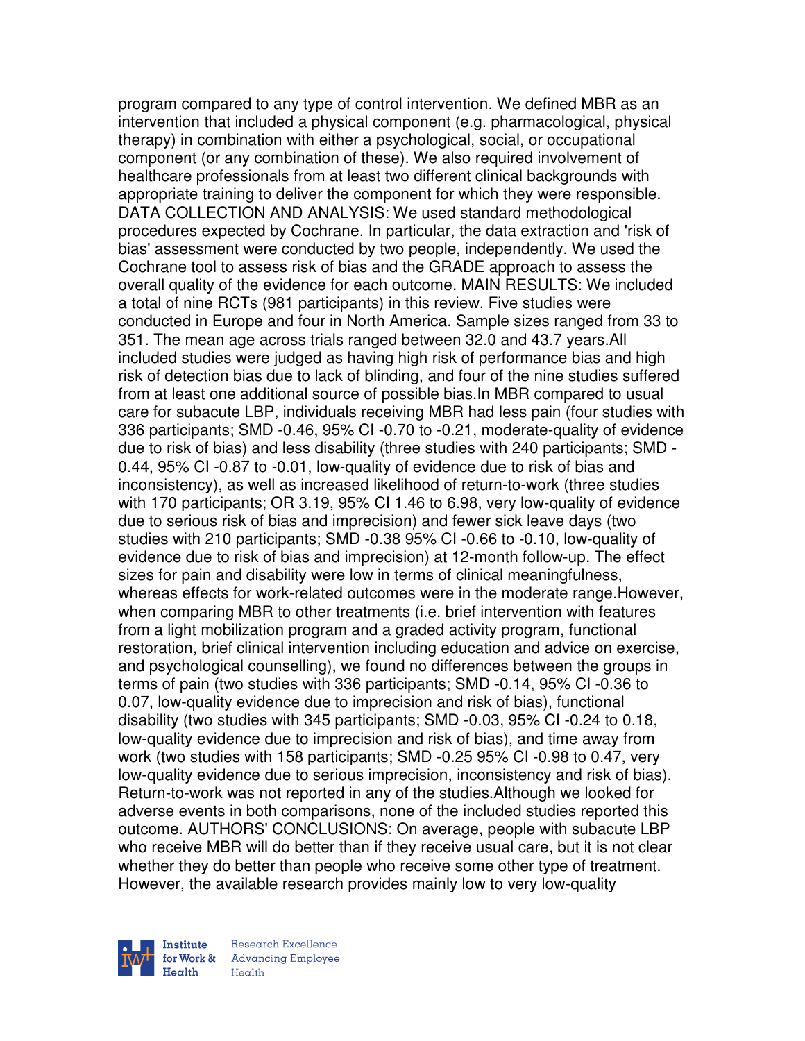program compared to any type of control intervention. We defined MBR as an intervention that included a physical component (e.g. pharmacological, physical therapy) in combination with either a psychological, social, or occupational component (or any combination of these). We also required involvement of healthcare professionals from at least two different clinical backgrounds with appropriate training to deliver the component for which they were responsible. DATA COLLECTION AND ANALYSIS: We used standard methodological procedures expected by Cochrane. In particular, the data extraction and 'risk of bias' assessment were conducted by two people, independently. We used the Cochrane tool to assess risk of bias and the GRADE approach to assess the overall quality of the evidence for each outcome. MAIN RESULTS: We included a total of nine RCTs (981 participants) in this review. Five studies were conducted in Europe and four in North America. Sample sizes ranged from 33 to 351. The mean age across trials ranged between 32.0 and 43.7 years.All included studies were judged as having high risk of performance bias and high risk of detection bias due to lack of blinding, and four of the nine studies suffered from at least one additional source of possible bias.In MBR compared to usual care for subacute LBP, individuals receiving MBR had less pain (four studies with 336 participants; SMD -0.46, 95% CI -0.70 to -0.21, moderate-quality of evidence due to risk of bias) and less disability (three studies with 240 participants; SMD -0.44, 95% CI -0.87 to -0.01, low-quality of evidence due to risk of bias and inconsistency), as well as increased likelihood of return-to-work (three studies with 170 participants; OR 3.19, 95% CI 1.46 to 6.98, very low-quality of evidence due to serious risk of bias and imprecision) and fewer sick leave days (two studies with 210 participants; SMD -0.38 95% CI -0.66 to -0.10, low-quality of evidence due to risk of bias and imprecision) at 12-month follow-up. The effect sizes for pain and disability were low in terms of clinical meaningfulness, whereas effects for work-related outcomes were in the moderate range.However, when comparing MBR to other treatments (i.e. brief intervention with features from a light mobilization program and a graded activity program, functional restoration, brief clinical intervention including education and advice on exercise, and psychological counselling), we found no differences between the groups in terms of pain (two studies with 336 participants; SMD -0.14, 95% CI -0.36 to 0.07, low-quality evidence due to imprecision and risk of bias), functional disability (two studies with 345 participants; SMD -0.03, 95% CI -0.24 to 0.18, low-quality evidence due to imprecision and risk of bias), and time away from work (two studies with 158 participants; SMD -0.25 95% CI -0.98 to 0.47, very low-quality evidence due to serious imprecision, inconsistency and risk of bias). Return-to-work was not reported in any of the studies.Although we looked for adverse events in both comparisons, none of the included studies reported this outcome. AUTHORS' CONCLUSIONS: On average, people with subacute LBP who receive MBR will do better than if they receive usual care, but it is not clear whether they do better than people who receive some other type of treatment. However, the available research provides mainly low to very low-quality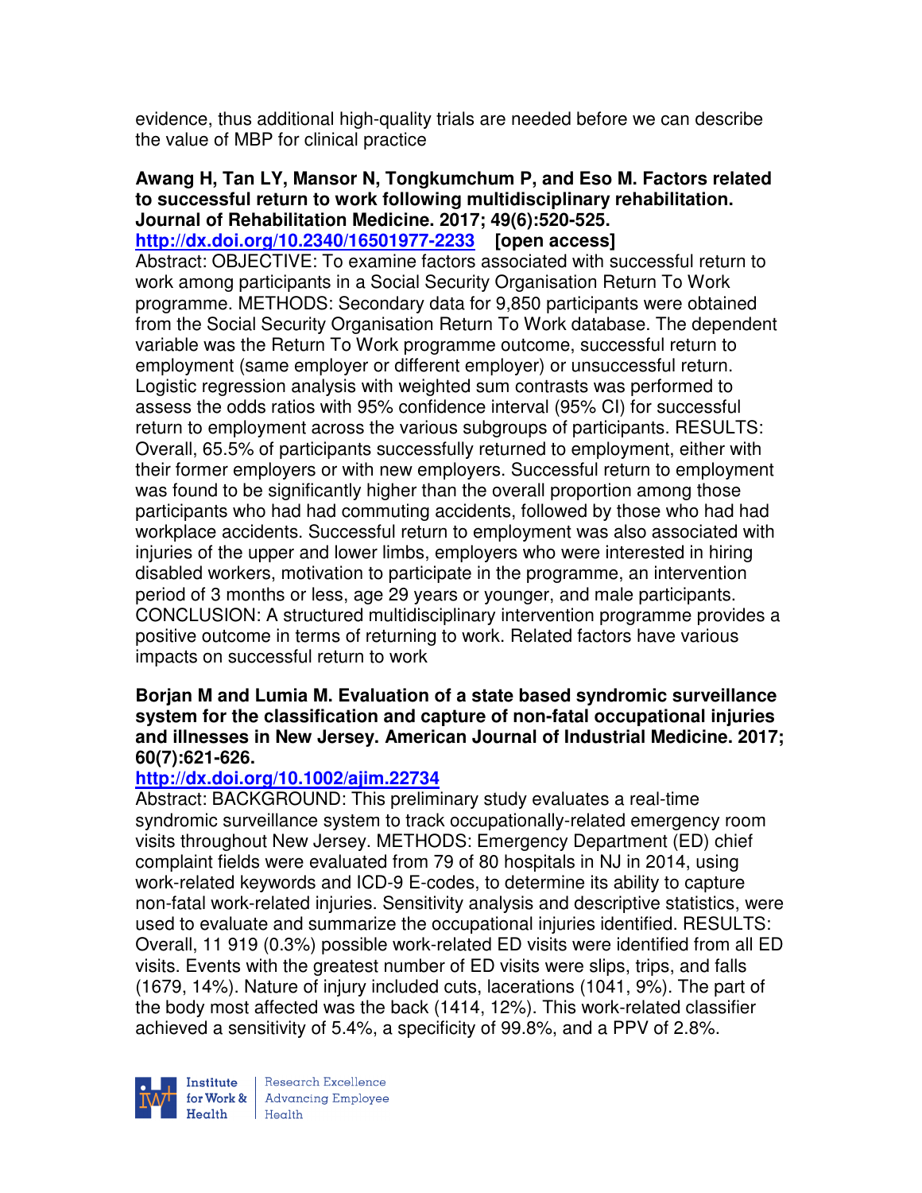evidence, thus additional high-quality trials are needed before we can describe the value of MBP for clinical practice

**Awang H, Tan LY, Mansor N, Tongkumchum P, and Eso M. Factors related to successful return to work following multidisciplinary rehabilitation. Journal of Rehabilitation Medicine. 2017; 49(6):520-525.**
**http://dx.doi.org/10.2340/16501977-2233** **[open access]**
Abstract: OBJECTIVE: To examine factors associated with successful return to work among participants in a Social Security Organisation Return To Work programme. METHODS: Secondary data for 9,850 participants were obtained from the Social Security Organisation Return To Work database. The dependent variable was the Return To Work programme outcome, successful return to employment (same employer or different employer) or unsuccessful return. Logistic regression analysis with weighted sum contrasts was performed to assess the odds ratios with 95% confidence interval (95% CI) for successful return to employment across the various subgroups of participants. RESULTS: Overall, 65.5% of participants successfully returned to employment, either with their former employers or with new employers. Successful return to employment was found to be significantly higher than the overall proportion among those participants who had had commuting accidents, followed by those who had had workplace accidents. Successful return to employment was also associated with injuries of the upper and lower limbs, employers who were interested in hiring disabled workers, motivation to participate in the programme, an intervention period of 3 months or less, age 29 years or younger, and male participants. CONCLUSION: A structured multidisciplinary intervention programme provides a positive outcome in terms of returning to work. Related factors have various impacts on successful return to work

**Borjan M and Lumia M. Evaluation of a state based syndromic surveillance system for the classification and capture of non-fatal occupational injuries and illnesses in New Jersey. American Journal of Industrial Medicine. 2017; 60(7):621-626.**
**http://dx.doi.org/10.1002/ajim.22734**
Abstract: BACKGROUND: This preliminary study evaluates a real-time syndromic surveillance system to track occupationally-related emergency room visits throughout New Jersey. METHODS: Emergency Department (ED) chief complaint fields were evaluated from 79 of 80 hospitals in NJ in 2014, using work-related keywords and ICD-9 E-codes, to determine its ability to capture non-fatal work-related injuries. Sensitivity analysis and descriptive statistics, were used to evaluate and summarize the occupational injuries identified. RESULTS: Overall, 11 919 (0.3%) possible work-related ED visits were identified from all ED visits. Events with the greatest number of ED visits were slips, trips, and falls (1679, 14%). Nature of injury included cuts, lacerations (1041, 9%). The part of the body most affected was the back (1414, 12%). This work-related classifier achieved a sensitivity of 5.4%, a specificity of 99.8%, and a PPV of 2.8%.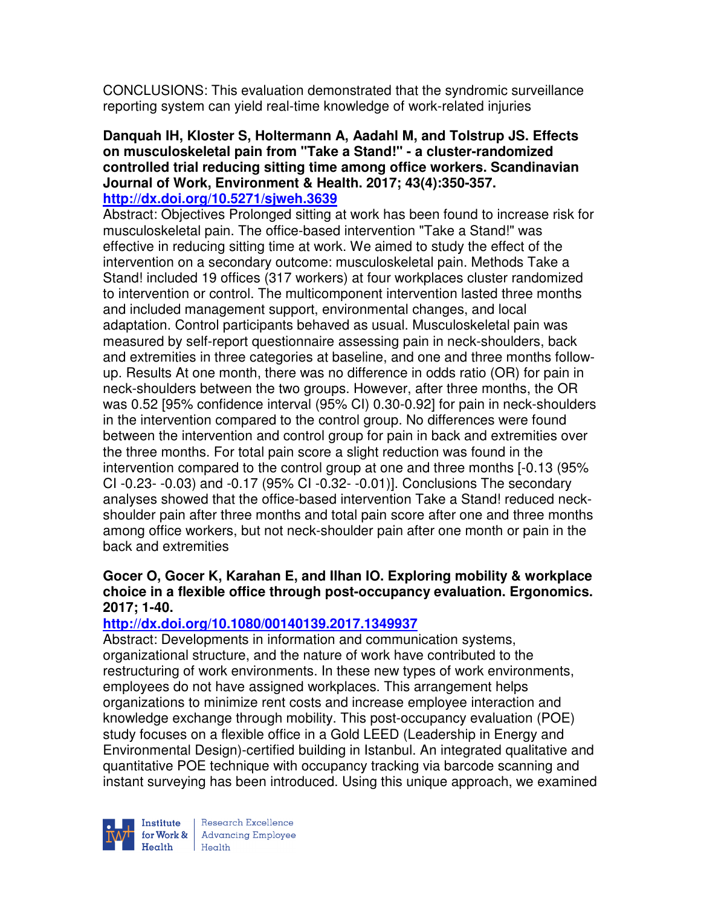CONCLUSIONS: This evaluation demonstrated that the syndromic surveillance reporting system can yield real-time knowledge of work-related injuries

**Danquah IH, Kloster S, Holtermann A, Aadahl M, and Tolstrup JS. Effects on musculoskeletal pain from "Take a Stand!" - a cluster-randomized controlled trial reducing sitting time among office workers. Scandinavian Journal of Work, Environment & Health. 2017; 43(4):350-357.**
**http://dx.doi.org/10.5271/sjweh.3639**

Abstract: Objectives Prolonged sitting at work has been found to increase risk for musculoskeletal pain. The office-based intervention "Take a Stand!" was effective in reducing sitting time at work. We aimed to study the effect of the intervention on a secondary outcome: musculoskeletal pain. Methods Take a Stand! included 19 offices (317 workers) at four workplaces cluster randomized to intervention or control. The multicomponent intervention lasted three months and included management support, environmental changes, and local adaptation. Control participants behaved as usual. Musculoskeletal pain was measured by self-report questionnaire assessing pain in neck-shoulders, back and extremities in three categories at baseline, and one and three months follow-up. Results At one month, there was no difference in odds ratio (OR) for pain in neck-shoulders between the two groups. However, after three months, the OR was 0.52 [95% confidence interval (95% CI) 0.30-0.92] for pain in neck-shoulders in the intervention compared to the control group. No differences were found between the intervention and control group for pain in back and extremities over the three months. For total pain score a slight reduction was found in the intervention compared to the control group at one and three months [-0.13 (95% CI -0.23- -0.03) and -0.17 (95% CI -0.32- -0.01)]. Conclusions The secondary analyses showed that the office-based intervention Take a Stand! reduced neck-shoulder pain after three months and total pain score after one and three months among office workers, but not neck-shoulder pain after one month or pain in the back and extremities

**Gocer O, Gocer K, Karahan E, and Ilhan IO. Exploring mobility & workplace choice in a flexible office through post-occupancy evaluation. Ergonomics. 2017; 1-40.**
**http://dx.doi.org/10.1080/00140139.2017.1349937**

Abstract: Developments in information and communication systems, organizational structure, and the nature of work have contributed to the restructuring of work environments. In these new types of work environments, employees do not have assigned workplaces. This arrangement helps organizations to minimize rent costs and increase employee interaction and knowledge exchange through mobility. This post-occupancy evaluation (POE) study focuses on a flexible office in a Gold LEED (Leadership in Energy and Environmental Design)-certified building in Istanbul. An integrated qualitative and quantitative POE technique with occupancy tracking via barcode scanning and instant surveying has been introduced. Using this unique approach, we examined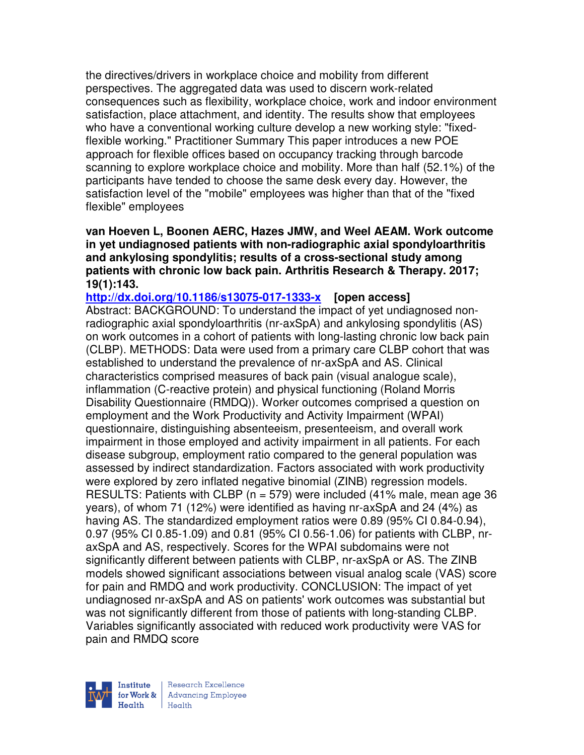the directives/drivers in workplace choice and mobility from different perspectives. The aggregated data was used to discern work-related consequences such as flexibility, workplace choice, work and indoor environment satisfaction, place attachment, and identity. The results show that employees who have a conventional working culture develop a new working style: "fixed-flexible working." Practitioner Summary This paper introduces a new POE approach for flexible offices based on occupancy tracking through barcode scanning to explore workplace choice and mobility. More than half (52.1%) of the participants have tended to choose the same desk every day. However, the satisfaction level of the "mobile" employees was higher than that of the "fixed flexible" employees

**van Hoeven L, Boonen AERC, Hazes JMW, and Weel AEAM. Work outcome in yet undiagnosed patients with non-radiographic axial spondyloarthritis and ankylosing spondylitis; results of a cross-sectional study among patients with chronic low back pain. Arthritis Research & Therapy. 2017; 19(1):143.**

**http://dx.doi.org/10.1186/s13075-017-1333-x [open access]**

Abstract: BACKGROUND: To understand the impact of yet undiagnosed non-radiographic axial spondyloarthritis (nr-axSpA) and ankylosing spondylitis (AS) on work outcomes in a cohort of patients with long-lasting chronic low back pain (CLBP). METHODS: Data were used from a primary care CLBP cohort that was established to understand the prevalence of nr-axSpA and AS. Clinical characteristics comprised measures of back pain (visual analogue scale), inflammation (C-reactive protein) and physical functioning (Roland Morris Disability Questionnaire (RMDQ)). Worker outcomes comprised a question on employment and the Work Productivity and Activity Impairment (WPAI) questionnaire, distinguishing absenteeism, presenteeism, and overall work impairment in those employed and activity impairment in all patients. For each disease subgroup, employment ratio compared to the general population was assessed by indirect standardization. Factors associated with work productivity were explored by zero inflated negative binomial (ZINB) regression models. RESULTS: Patients with CLBP (n = 579) were included (41% male, mean age 36 years), of whom 71 (12%) were identified as having nr-axSpA and 24 (4%) as having AS. The standardized employment ratios were 0.89 (95% CI 0.84-0.94), 0.97 (95% CI 0.85-1.09) and 0.81 (95% CI 0.56-1.06) for patients with CLBP, nr-axSpA and AS, respectively. Scores for the WPAI subdomains were not significantly different between patients with CLBP, nr-axSpA or AS. The ZINB models showed significant associations between visual analog scale (VAS) score for pain and RMDQ and work productivity. CONCLUSION: The impact of yet undiagnosed nr-axSpA and AS on patients' work outcomes was substantial but was not significantly different from those of patients with long-standing CLBP. Variables significantly associated with reduced work productivity were VAS for pain and RMDQ score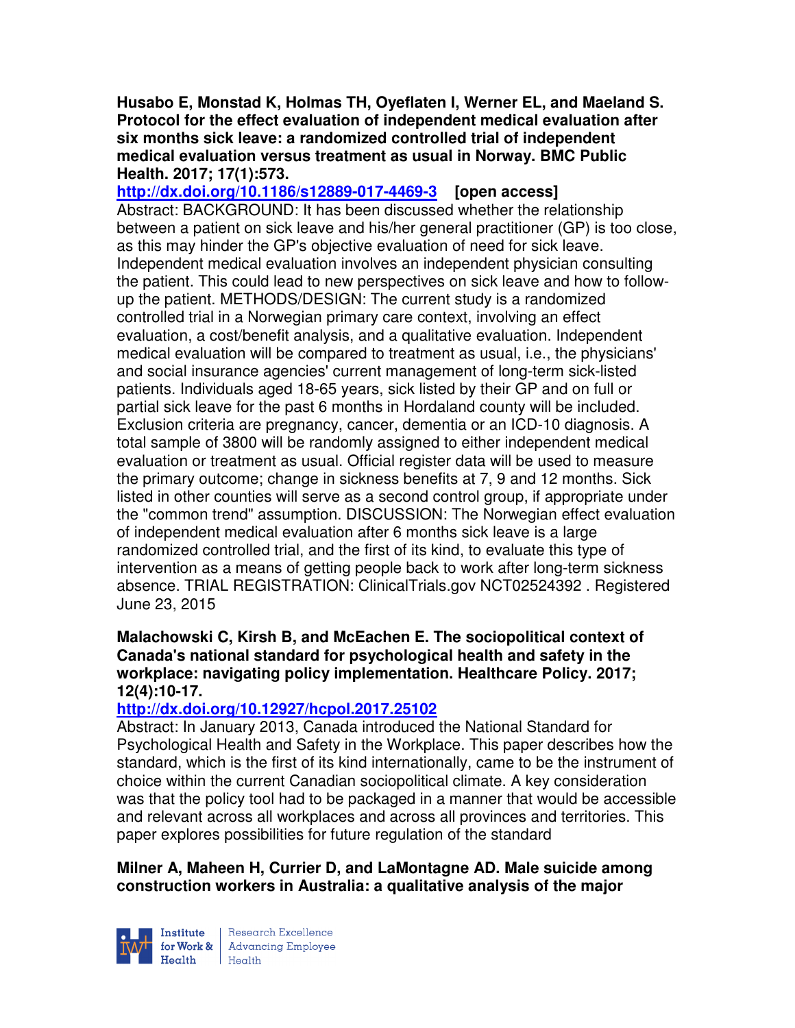**Husabo E, Monstad K, Holmas TH, Oyeflaten I, Werner EL, and Maeland S. Protocol for the effect evaluation of independent medical evaluation after six months sick leave: a randomized controlled trial of independent medical evaluation versus treatment as usual in Norway. BMC Public Health. 2017; 17(1):573.**

**http://dx.doi.org/10.1186/s12889-017-4469-3 [open access]**

Abstract: BACKGROUND: It has been discussed whether the relationship between a patient on sick leave and his/her general practitioner (GP) is too close, as this may hinder the GP's objective evaluation of need for sick leave. Independent medical evaluation involves an independent physician consulting the patient. This could lead to new perspectives on sick leave and how to follow-up the patient. METHODS/DESIGN: The current study is a randomized controlled trial in a Norwegian primary care context, involving an effect evaluation, a cost/benefit analysis, and a qualitative evaluation. Independent medical evaluation will be compared to treatment as usual, i.e., the physicians' and social insurance agencies' current management of long-term sick-listed patients. Individuals aged 18-65 years, sick listed by their GP and on full or partial sick leave for the past 6 months in Hordaland county will be included. Exclusion criteria are pregnancy, cancer, dementia or an ICD-10 diagnosis. A total sample of 3800 will be randomly assigned to either independent medical evaluation or treatment as usual. Official register data will be used to measure the primary outcome; change in sickness benefits at 7, 9 and 12 months. Sick listed in other counties will serve as a second control group, if appropriate under the "common trend" assumption. DISCUSSION: The Norwegian effect evaluation of independent medical evaluation after 6 months sick leave is a large randomized controlled trial, and the first of its kind, to evaluate this type of intervention as a means of getting people back to work after long-term sickness absence. TRIAL REGISTRATION: ClinicalTrials.gov NCT02524392 . Registered June 23, 2015

**Malachowski C, Kirsh B, and McEachen E. The sociopolitical context of Canada's national standard for psychological health and safety in the workplace: navigating policy implementation. Healthcare Policy. 2017; 12(4):10-17.**

**http://dx.doi.org/10.12927/hcpol.2017.25102**

Abstract: In January 2013, Canada introduced the National Standard for Psychological Health and Safety in the Workplace. This paper describes how the standard, which is the first of its kind internationally, came to be the instrument of choice within the current Canadian sociopolitical climate. A key consideration was that the policy tool had to be packaged in a manner that would be accessible and relevant across all workplaces and across all provinces and territories. This paper explores possibilities for future regulation of the standard

**Milner A, Maheen H, Currier D, and LaMontagne AD. Male suicide among construction workers in Australia: a qualitative analysis of the major**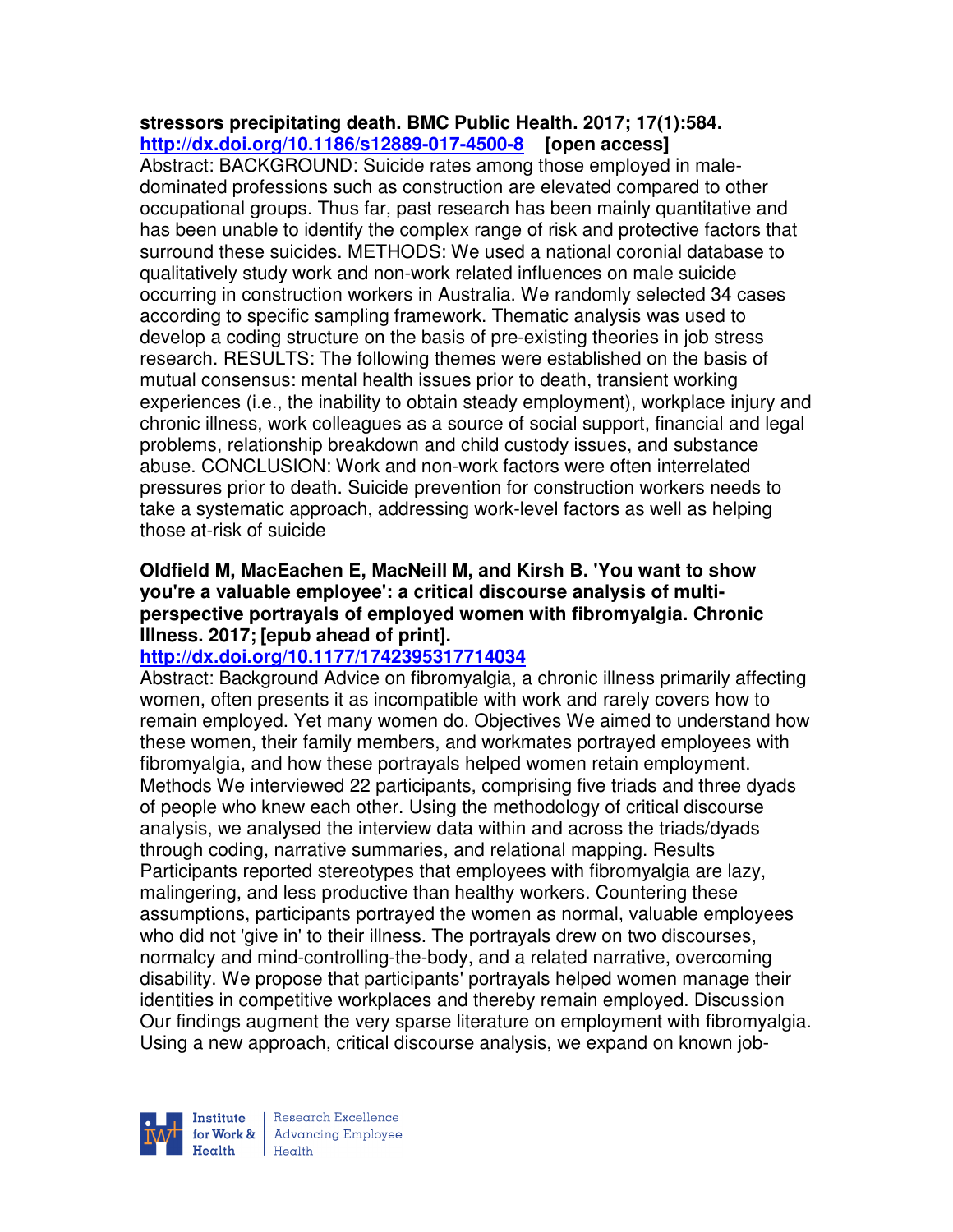**stressors precipitating death. BMC Public Health. 2017; 17(1):584.**
**http://dx.doi.org/10.1186/s12889-017-4500-8** **[open access]**
Abstract: BACKGROUND: Suicide rates among those employed in male-dominated professions such as construction are elevated compared to other occupational groups. Thus far, past research has been mainly quantitative and has been unable to identify the complex range of risk and protective factors that surround these suicides. METHODS: We used a national coronial database to qualitatively study work and non-work related influences on male suicide occurring in construction workers in Australia. We randomly selected 34 cases according to specific sampling framework. Thematic analysis was used to develop a coding structure on the basis of pre-existing theories in job stress research. RESULTS: The following themes were established on the basis of mutual consensus: mental health issues prior to death, transient working experiences (i.e., the inability to obtain steady employment), workplace injury and chronic illness, work colleagues as a source of social support, financial and legal problems, relationship breakdown and child custody issues, and substance abuse. CONCLUSION: Work and non-work factors were often interrelated pressures prior to death. Suicide prevention for construction workers needs to take a systematic approach, addressing work-level factors as well as helping those at-risk of suicide

**Oldfield M, MacEachen E, MacNeill M, and Kirsh B. 'You want to show you're a valuable employee': a critical discourse analysis of multi-perspective portrayals of employed women with fibromyalgia. Chronic Illness. 2017; [epub ahead of print].**
**http://dx.doi.org/10.1177/1742395317714034**
Abstract: Background Advice on fibromyalgia, a chronic illness primarily affecting women, often presents it as incompatible with work and rarely covers how to remain employed. Yet many women do. Objectives We aimed to understand how these women, their family members, and workmates portrayed employees with fibromyalgia, and how these portrayals helped women retain employment. Methods We interviewed 22 participants, comprising five triads and three dyads of people who knew each other. Using the methodology of critical discourse analysis, we analysed the interview data within and across the triads/dyads through coding, narrative summaries, and relational mapping. Results Participants reported stereotypes that employees with fibromyalgia are lazy, malingering, and less productive than healthy workers. Countering these assumptions, participants portrayed the women as normal, valuable employees who did not 'give in' to their illness. The portrayals drew on two discourses, normalcy and mind-controlling-the-body, and a related narrative, overcoming disability. We propose that participants' portrayals helped women manage their identities in competitive workplaces and thereby remain employed. Discussion Our findings augment the very sparse literature on employment with fibromyalgia. Using a new approach, critical discourse analysis, we expand on known job-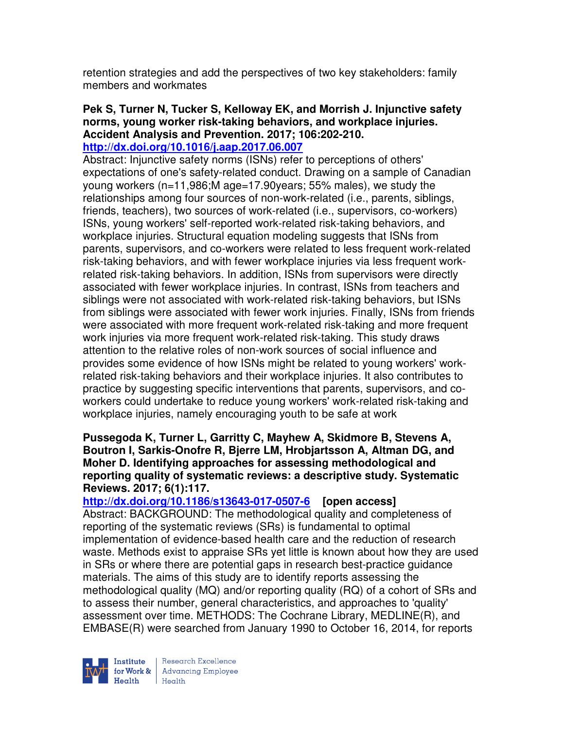retention strategies and add the perspectives of two key stakeholders: family members and workmates

**Pek S, Turner N, Tucker S, Kelloway EK, and Morrish J. Injunctive safety norms, young worker risk-taking behaviors, and workplace injuries. Accident Analysis and Prevention. 2017; 106:202-210.**
**http://dx.doi.org/10.1016/j.aap.2017.06.007**
Abstract: Injunctive safety norms (ISNs) refer to perceptions of others' expectations of one's safety-related conduct. Drawing on a sample of Canadian young workers (n=11,986;M age=17.90years; 55% males), we study the relationships among four sources of non-work-related (i.e., parents, siblings, friends, teachers), two sources of work-related (i.e., supervisors, co-workers) ISNs, young workers' self-reported work-related risk-taking behaviors, and workplace injuries. Structural equation modeling suggests that ISNs from parents, supervisors, and co-workers were related to less frequent work-related risk-taking behaviors, and with fewer workplace injuries via less frequent work-related risk-taking behaviors. In addition, ISNs from supervisors were directly associated with fewer workplace injuries. In contrast, ISNs from teachers and siblings were not associated with work-related risk-taking behaviors, but ISNs from siblings were associated with fewer work injuries. Finally, ISNs from friends were associated with more frequent work-related risk-taking and more frequent work injuries via more frequent work-related risk-taking. This study draws attention to the relative roles of non-work sources of social influence and provides some evidence of how ISNs might be related to young workers' work-related risk-taking behaviors and their workplace injuries. It also contributes to practice by suggesting specific interventions that parents, supervisors, and co-workers could undertake to reduce young workers' work-related risk-taking and workplace injuries, namely encouraging youth to be safe at work

**Pussegoda K, Turner L, Garritty C, Mayhew A, Skidmore B, Stevens A, Boutron I, Sarkis-Onofre R, Bjerre LM, Hrobjartsson A, Altman DG, and Moher D. Identifying approaches for assessing methodological and reporting quality of systematic reviews: a descriptive study. Systematic Reviews. 2017; 6(1):117.**
**http://dx.doi.org/10.1186/s13643-017-0507-6 [open access]**
Abstract: BACKGROUND: The methodological quality and completeness of reporting of the systematic reviews (SRs) is fundamental to optimal implementation of evidence-based health care and the reduction of research waste. Methods exist to appraise SRs yet little is known about how they are used in SRs or where there are potential gaps in research best-practice guidance materials. The aims of this study are to identify reports assessing the methodological quality (MQ) and/or reporting quality (RQ) of a cohort of SRs and to assess their number, general characteristics, and approaches to 'quality' assessment over time. METHODS: The Cochrane Library, MEDLINE(R), and EMBASE(R) were searched from January 1990 to October 16, 2014, for reports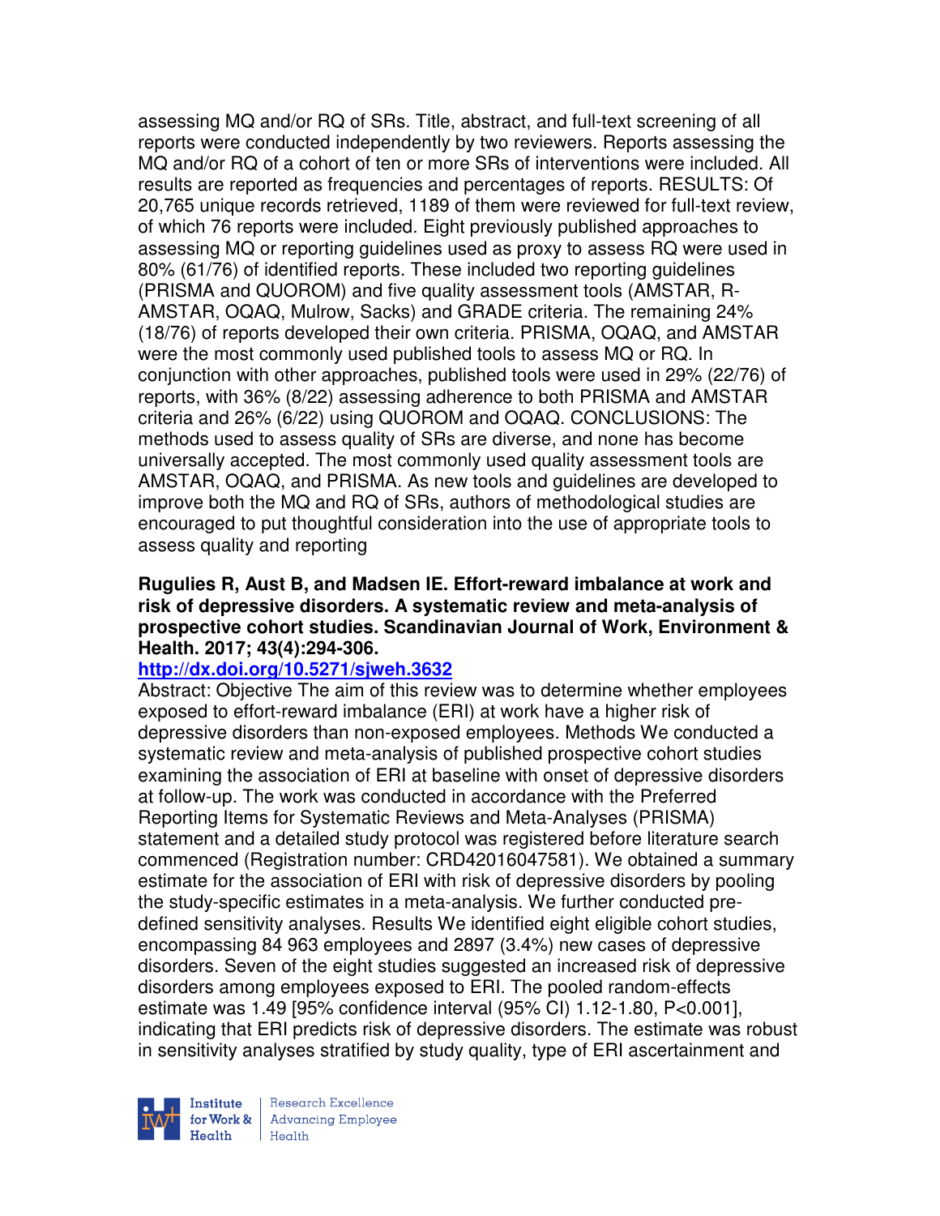assessing MQ and/or RQ of SRs. Title, abstract, and full-text screening of all reports were conducted independently by two reviewers. Reports assessing the MQ and/or RQ of a cohort of ten or more SRs of interventions were included. All results are reported as frequencies and percentages of reports. RESULTS: Of 20,765 unique records retrieved, 1189 of them were reviewed for full-text review, of which 76 reports were included. Eight previously published approaches to assessing MQ or reporting guidelines used as proxy to assess RQ were used in 80% (61/76) of identified reports. These included two reporting guidelines (PRISMA and QUOROM) and five quality assessment tools (AMSTAR, R-AMSTAR, OQAQ, Mulrow, Sacks) and GRADE criteria. The remaining 24% (18/76) of reports developed their own criteria. PRISMA, OQAQ, and AMSTAR were the most commonly used published tools to assess MQ or RQ. In conjunction with other approaches, published tools were used in 29% (22/76) of reports, with 36% (8/22) assessing adherence to both PRISMA and AMSTAR criteria and 26% (6/22) using QUOROM and OQAQ. CONCLUSIONS: The methods used to assess quality of SRs are diverse, and none has become universally accepted. The most commonly used quality assessment tools are AMSTAR, OQAQ, and PRISMA. As new tools and guidelines are developed to improve both the MQ and RQ of SRs, authors of methodological studies are encouraged to put thoughtful consideration into the use of appropriate tools to assess quality and reporting

**Rugulies R, Aust B, and Madsen IE. Effort-reward imbalance at work and risk of depressive disorders. A systematic review and meta-analysis of prospective cohort studies. Scandinavian Journal of Work, Environment & Health. 2017; 43(4):294-306.**

http://dx.doi.org/10.5271/sjweh.3632

Abstract: Objective The aim of this review was to determine whether employees exposed to effort-reward imbalance (ERI) at work have a higher risk of depressive disorders than non-exposed employees. Methods We conducted a systematic review and meta-analysis of published prospective cohort studies examining the association of ERI at baseline with onset of depressive disorders at follow-up. The work was conducted in accordance with the Preferred Reporting Items for Systematic Reviews and Meta-Analyses (PRISMA) statement and a detailed study protocol was registered before literature search commenced (Registration number: CRD42016047581). We obtained a summary estimate for the association of ERI with risk of depressive disorders by pooling the study-specific estimates in a meta-analysis. We further conducted pre-defined sensitivity analyses. Results We identified eight eligible cohort studies, encompassing 84 963 employees and 2897 (3.4%) new cases of depressive disorders. Seven of the eight studies suggested an increased risk of depressive disorders among employees exposed to ERI. The pooled random-effects estimate was 1.49 [95% confidence interval (95% CI) 1.12-1.80, P<0.001], indicating that ERI predicts risk of depressive disorders. The estimate was robust in sensitivity analyses stratified by study quality, type of ERI ascertainment and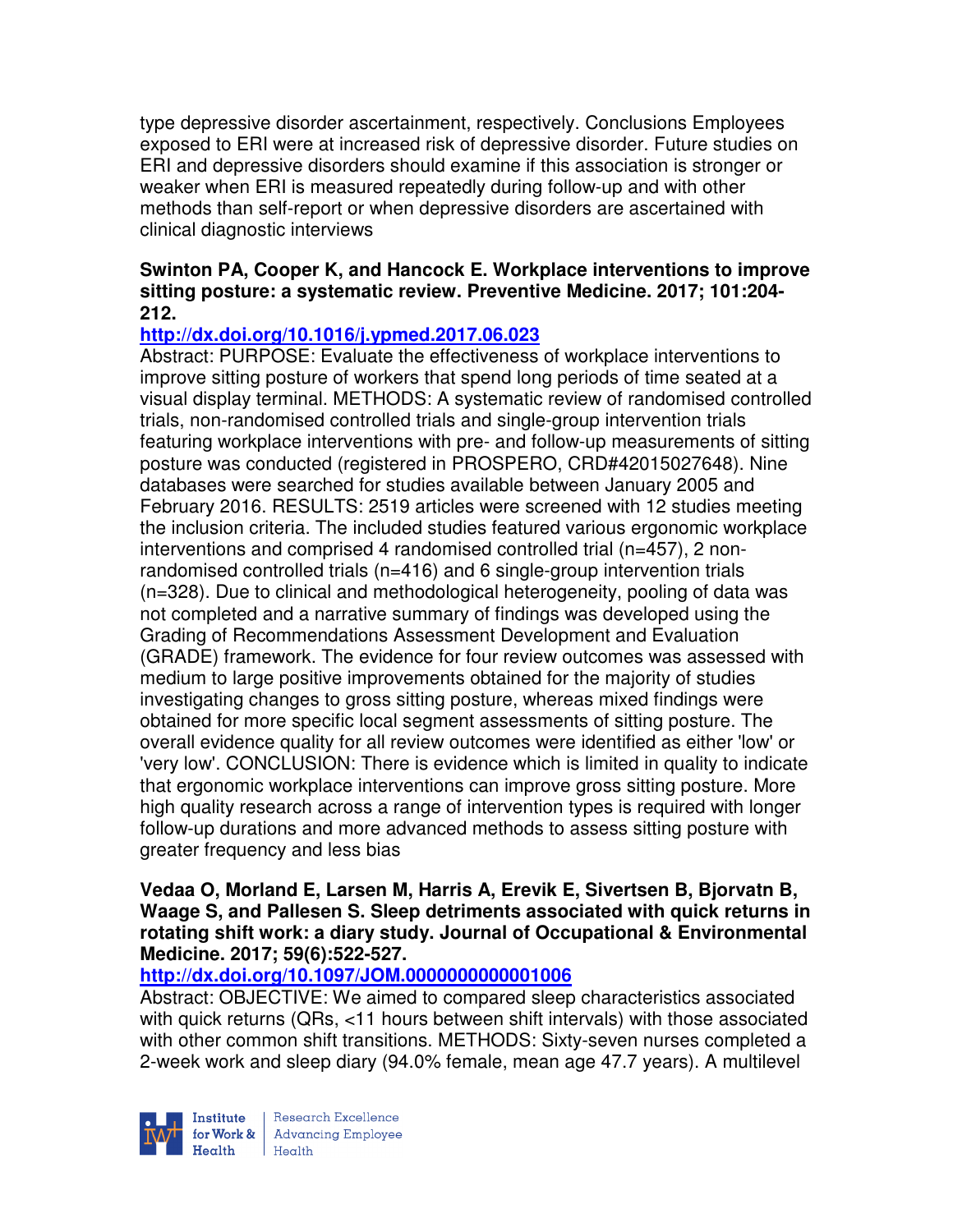type depressive disorder ascertainment, respectively. Conclusions Employees exposed to ERI were at increased risk of depressive disorder. Future studies on ERI and depressive disorders should examine if this association is stronger or weaker when ERI is measured repeatedly during follow-up and with other methods than self-report or when depressive disorders are ascertained with clinical diagnostic interviews

**Swinton PA, Cooper K, and Hancock E. Workplace interventions to improve sitting posture: a systematic review. Preventive Medicine. 2017; 101:204-212.**

**http://dx.doi.org/10.1016/j.ypmed.2017.06.023**

Abstract: PURPOSE: Evaluate the effectiveness of workplace interventions to improve sitting posture of workers that spend long periods of time seated at a visual display terminal. METHODS: A systematic review of randomised controlled trials, non-randomised controlled trials and single-group intervention trials featuring workplace interventions with pre- and follow-up measurements of sitting posture was conducted (registered in PROSPERO, CRD#42015027648). Nine databases were searched for studies available between January 2005 and February 2016. RESULTS: 2519 articles were screened with 12 studies meeting the inclusion criteria. The included studies featured various ergonomic workplace interventions and comprised 4 randomised controlled trial (n=457), 2 non-randomised controlled trials (n=416) and 6 single-group intervention trials (n=328). Due to clinical and methodological heterogeneity, pooling of data was not completed and a narrative summary of findings was developed using the Grading of Recommendations Assessment Development and Evaluation (GRADE) framework. The evidence for four review outcomes was assessed with medium to large positive improvements obtained for the majority of studies investigating changes to gross sitting posture, whereas mixed findings were obtained for more specific local segment assessments of sitting posture. The overall evidence quality for all review outcomes were identified as either 'low' or 'very low'. CONCLUSION: There is evidence which is limited in quality to indicate that ergonomic workplace interventions can improve gross sitting posture. More high quality research across a range of intervention types is required with longer follow-up durations and more advanced methods to assess sitting posture with greater frequency and less bias

**Vedaa O, Morland E, Larsen M, Harris A, Erevik E, Sivertsen B, Bjorvatn B, Waage S, and Pallesen S. Sleep detriments associated with quick returns in rotating shift work: a diary study. Journal of Occupational & Environmental Medicine. 2017; 59(6):522-527.**

**http://dx.doi.org/10.1097/JOM.0000000000001006**

Abstract: OBJECTIVE: We aimed to compared sleep characteristics associated with quick returns (QRs, <11 hours between shift intervals) with those associated with other common shift transitions. METHODS: Sixty-seven nurses completed a 2-week work and sleep diary (94.0% female, mean age 47.7 years). A multilevel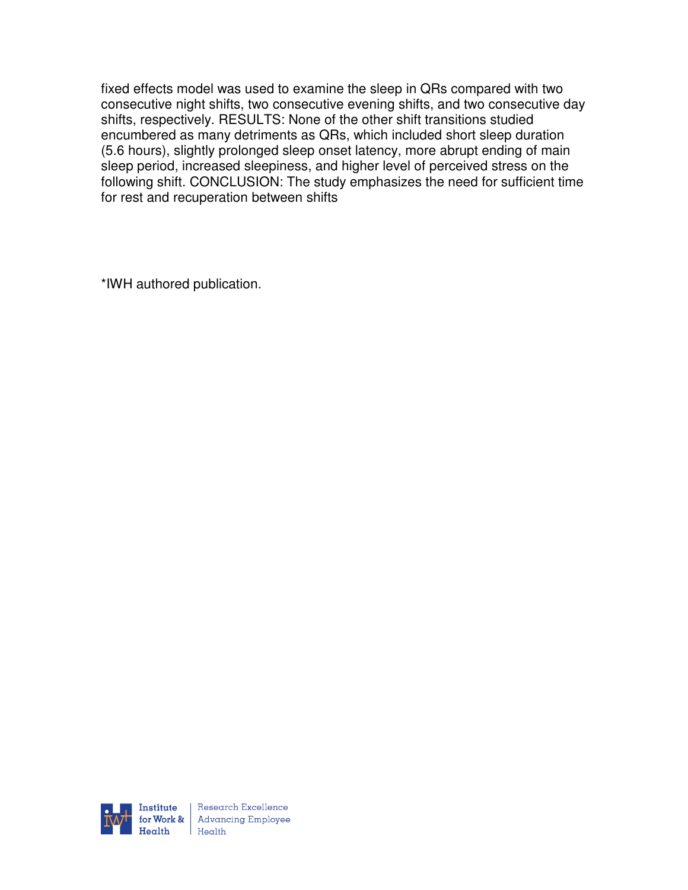fixed effects model was used to examine the sleep in QRs compared with two consecutive night shifts, two consecutive evening shifts, and two consecutive day shifts, respectively. RESULTS: None of the other shift transitions studied encumbered as many detriments as QRs, which included short sleep duration (5.6 hours), slightly prolonged sleep onset latency, more abrupt ending of main sleep period, increased sleepiness, and higher level of perceived stress on the following shift. CONCLUSION: The study emphasizes the need for sufficient time for rest and recuperation between shifts

*IWH authored publication.